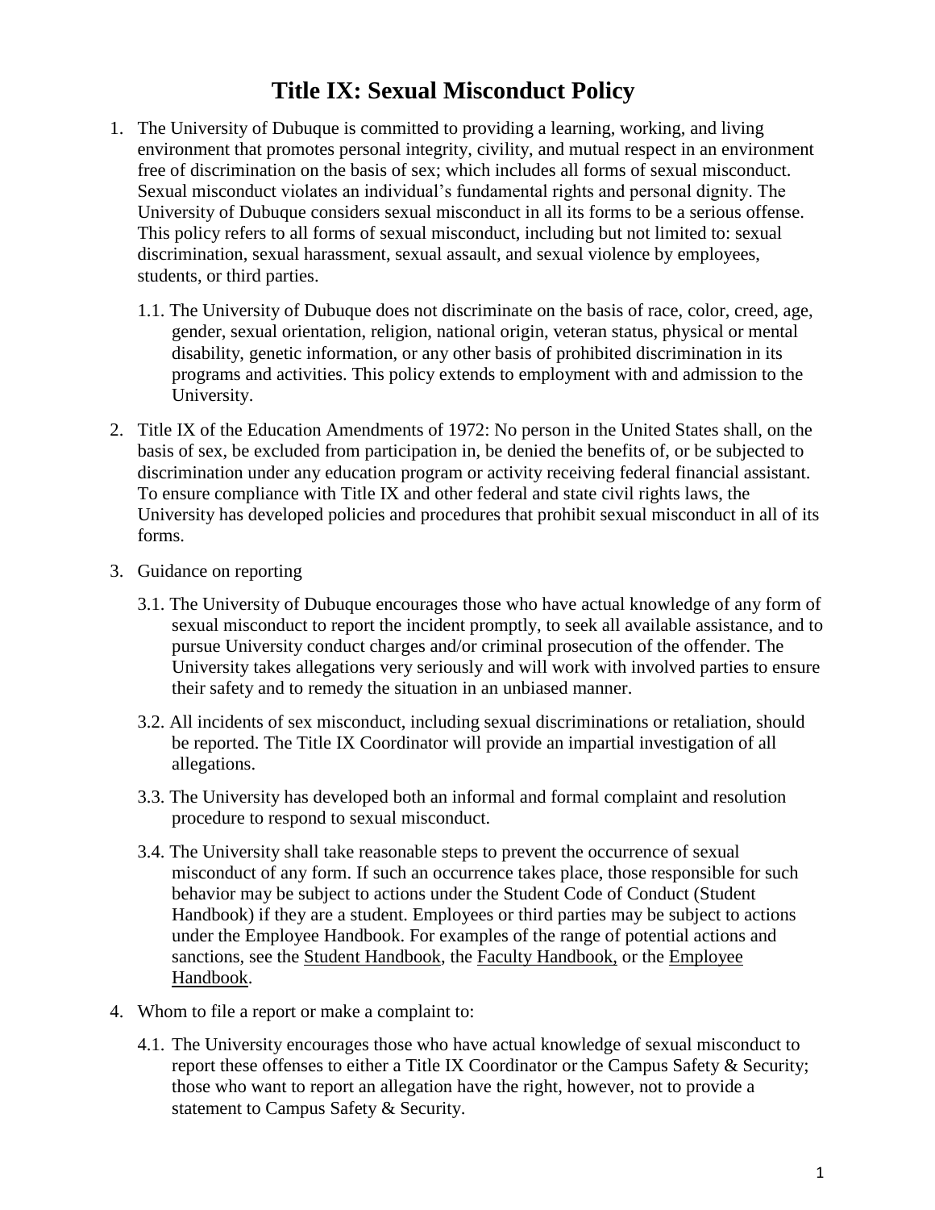# Title IX: Sexual Misconduct Policy

1. The University of Dubuque is committed to providing a learning, working, and living environment that promotes personal integrity, civility, and mutual respect in an environment free of discrimination on the basis of sex; which includes all forms of sexual misconduct. Sexual misconduct violates an individual's fundamental rights and personal dignity. The University of Dubuque considers sexual misconduct in all its forms to be a serious offense. This policy refers to all forms of sexual misconduct, including but not limited to: sexual discrimination, sexual harassment, sexual assault, and sexual violence by employees, students, or third parties.

   1.1. The University of Dubuque does not discriminate on the basis of race, color, creed, age, gender, sexual orientation, religion, national origin, veteran status, physical or mental disability, genetic information, or any other basis of prohibited discrimination in its programs and activities. This policy extends to employment with and admission to the University.

2. Title IX of the Education Amendments of 1972: No person in the United States shall, on the basis of sex, be excluded from participation in, be denied the benefits of, or be subjected to discrimination under any education program or activity receiving federal financial assistant. To ensure compliance with Title IX and other federal and state civil rights laws, the University has developed policies and procedures that prohibit sexual misconduct in all of its forms.

3. Guidance on reporting

   3.1. The University of Dubuque encourages those who have actual knowledge of any form of sexual misconduct to report the incident promptly, to seek all available assistance, and to pursue University conduct charges and/or criminal prosecution of the offender. The University takes allegations very seriously and will work with involved parties to ensure their safety and to remedy the situation in an unbiased manner.

   3.2. All incidents of sex misconduct, including sexual discriminations or retaliation, should be reported. The Title IX Coordinator will provide an impartial investigation of all allegations.

   3.3. The University has developed both an informal and formal complaint and resolution procedure to respond to sexual misconduct.

   3.4. The University shall take reasonable steps to prevent the occurrence of sexual misconduct of any form. If such an occurrence takes place, those responsible for such behavior may be subject to actions under the Student Code of Conduct (Student Handbook) if they are a student. Employees or third parties may be subject to actions under the Employee Handbook. For examples of the range of potential actions and sanctions, see the Student Handbook, the Faculty Handbook, or the Employee Handbook.

4. Whom to file a report or make a complaint to:

   4.1. The University encourages those who have actual knowledge of sexual misconduct to report these offenses to either a Title IX Coordinator or the Campus Safety & Security; those who want to report an allegation have the right, however, not to provide a statement to Campus Safety & Security.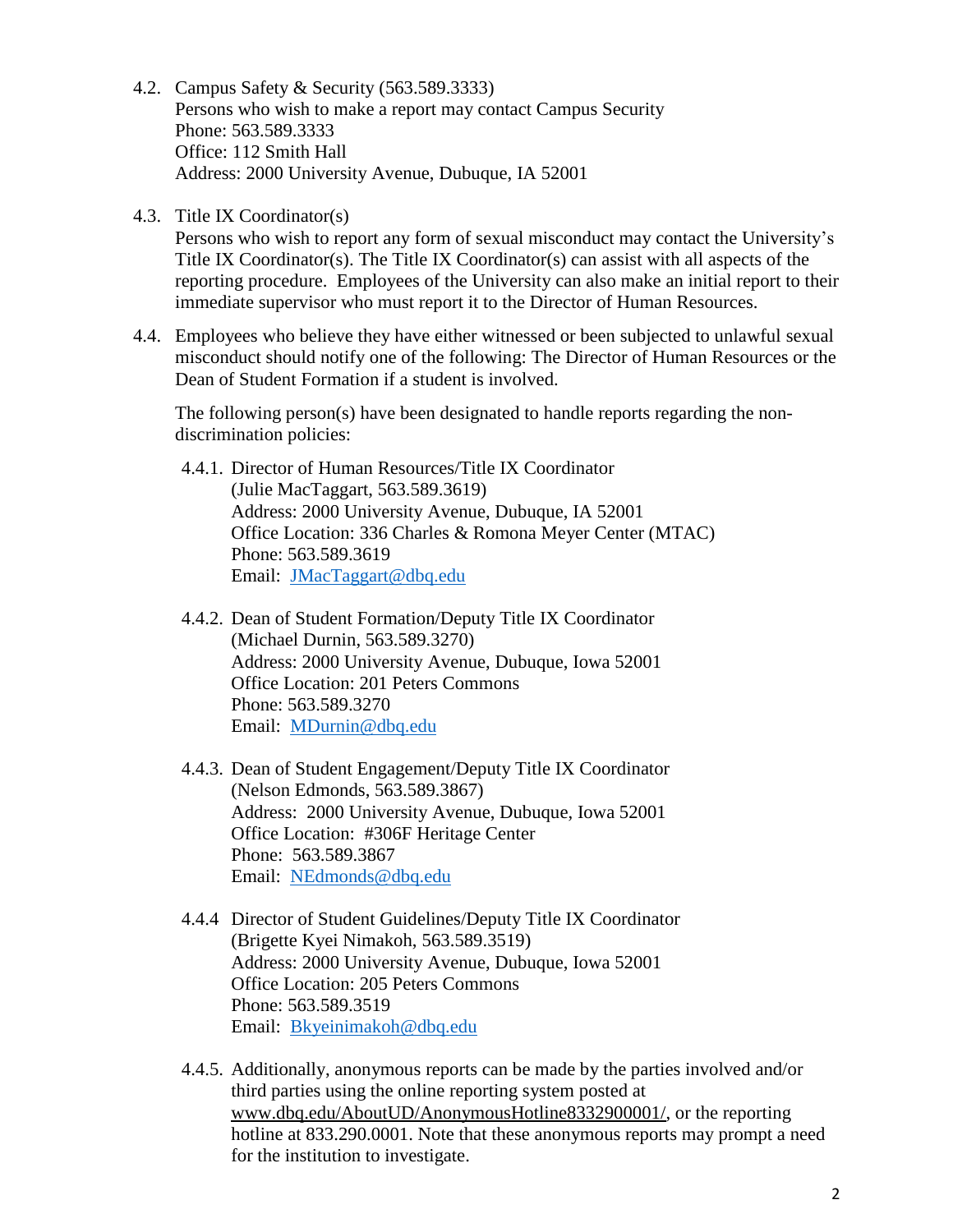4.2. Campus Safety & Security (563.589.3333)
Persons who wish to make a report may contact Campus Security
Phone: 563.589.3333
Office: 112 Smith Hall
Address: 2000 University Avenue, Dubuque, IA 52001

4.3. Title IX Coordinator(s)
Persons who wish to report any form of sexual misconduct may contact the University's Title IX Coordinator(s). The Title IX Coordinator(s) can assist with all aspects of the reporting procedure. Employees of the University can also make an initial report to their immediate supervisor who must report it to the Director of Human Resources.

4.4. Employees who believe they have either witnessed or been subjected to unlawful sexual misconduct should notify one of the following: The Director of Human Resources or the Dean of Student Formation if a student is involved.

The following person(s) have been designated to handle reports regarding the non-discrimination policies:

4.4.1. Director of Human Resources/Title IX Coordinator
(Julie MacTaggart, 563.589.3619)
Address: 2000 University Avenue, Dubuque, IA 52001
Office Location: 336 Charles & Romona Meyer Center (MTAC)
Phone: 563.589.3619
Email: [JMacTaggart@dbq.edu](mailto:JMacTaggart@dbq.edu)

4.4.2. Dean of Student Formation/Deputy Title IX Coordinator
(Michael Durnin, 563.589.3270)
Address: 2000 University Avenue, Dubuque, Iowa 52001
Office Location: 201 Peters Commons
Phone: 563.589.3270
Email: [MDurnin@dbq.edu](mailto:MDurnin@dbq.edu)

4.4.3. Dean of Student Engagement/Deputy Title IX Coordinator
(Nelson Edmonds, 563.589.3867)
Address: 2000 University Avenue, Dubuque, Iowa 52001
Office Location: #306F Heritage Center
Phone: 563.589.3867
Email: [NEdmonds@dbq.edu](mailto:NEdmonds@dbq.edu)

4.4.4 Director of Student Guidelines/Deputy Title IX Coordinator
(Brigette Kyei Nimakoh, 563.589.3519)
Address: 2000 University Avenue, Dubuque, Iowa 52001
Office Location: 205 Peters Commons
Phone: 563.589.3519
Email: [Bkyeinimakoh@dbq.edu](mailto:Bkyeinimakoh@dbq.edu)

4.4.5. Additionally, anonymous reports can be made by the parties involved and/or third parties using the online reporting system posted at www.dbq.edu/AboutUD/AnonymousHotline8332900001/, or the reporting hotline at 833.290.0001. Note that these anonymous reports may prompt a need for the institution to investigate.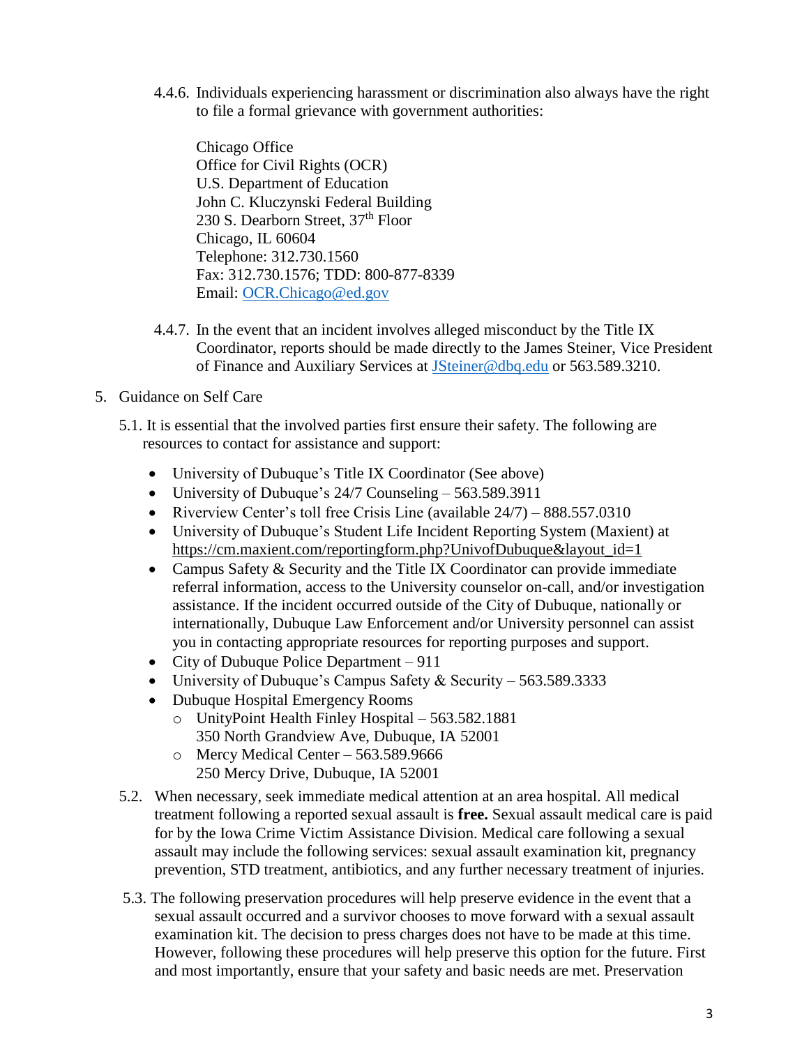4.4.6. Individuals experiencing harassment or discrimination also always have the right to file a formal grievance with government authorities:

Chicago Office
Office for Civil Rights (OCR)
U.S. Department of Education
John C. Kluczynski Federal Building
230 S. Dearborn Street, 37th Floor
Chicago, IL 60604
Telephone: 312.730.1560
Fax: 312.730.1576; TDD: 800-877-8339
Email: OCR.Chicago@ed.gov

4.4.7. In the event that an incident involves alleged misconduct by the Title IX Coordinator, reports should be made directly to the James Steiner, Vice President of Finance and Auxiliary Services at JSteiner@dbq.edu or 563.589.3210.

5. Guidance on Self Care

5.1. It is essential that the involved parties first ensure their safety. The following are resources to contact for assistance and support:

- University of Dubuque's Title IX Coordinator (See above)
- University of Dubuque's 24/7 Counseling – 563.589.3911
- Riverview Center's toll free Crisis Line (available 24/7) – 888.557.0310
- University of Dubuque's Student Life Incident Reporting System (Maxient) at https://cm.maxient.com/reportingform.php?UnivofDubuque&layout_id=1
- Campus Safety & Security and the Title IX Coordinator can provide immediate referral information, access to the University counselor on-call, and/or investigation assistance. If the incident occurred outside of the City of Dubuque, nationally or internationally, Dubuque Law Enforcement and/or University personnel can assist you in contacting appropriate resources for reporting purposes and support.
- City of Dubuque Police Department – 911
- University of Dubuque's Campus Safety & Security – 563.589.3333
- Dubuque Hospital Emergency Rooms
  - UnityPoint Health Finley Hospital – 563.582.1881
    350 North Grandview Ave, Dubuque, IA 52001
  - Mercy Medical Center – 563.589.9666
    250 Mercy Drive, Dubuque, IA 52001

5.2. When necessary, seek immediate medical attention at an area hospital. All medical treatment following a reported sexual assault is **free.** Sexual assault medical care is paid for by the Iowa Crime Victim Assistance Division. Medical care following a sexual assault may include the following services: sexual assault examination kit, pregnancy prevention, STD treatment, antibiotics, and any further necessary treatment of injuries.

5.3. The following preservation procedures will help preserve evidence in the event that a sexual assault occurred and a survivor chooses to move forward with a sexual assault examination kit. The decision to press charges does not have to be made at this time. However, following these procedures will help preserve this option for the future. First and most importantly, ensure that your safety and basic needs are met. Preservation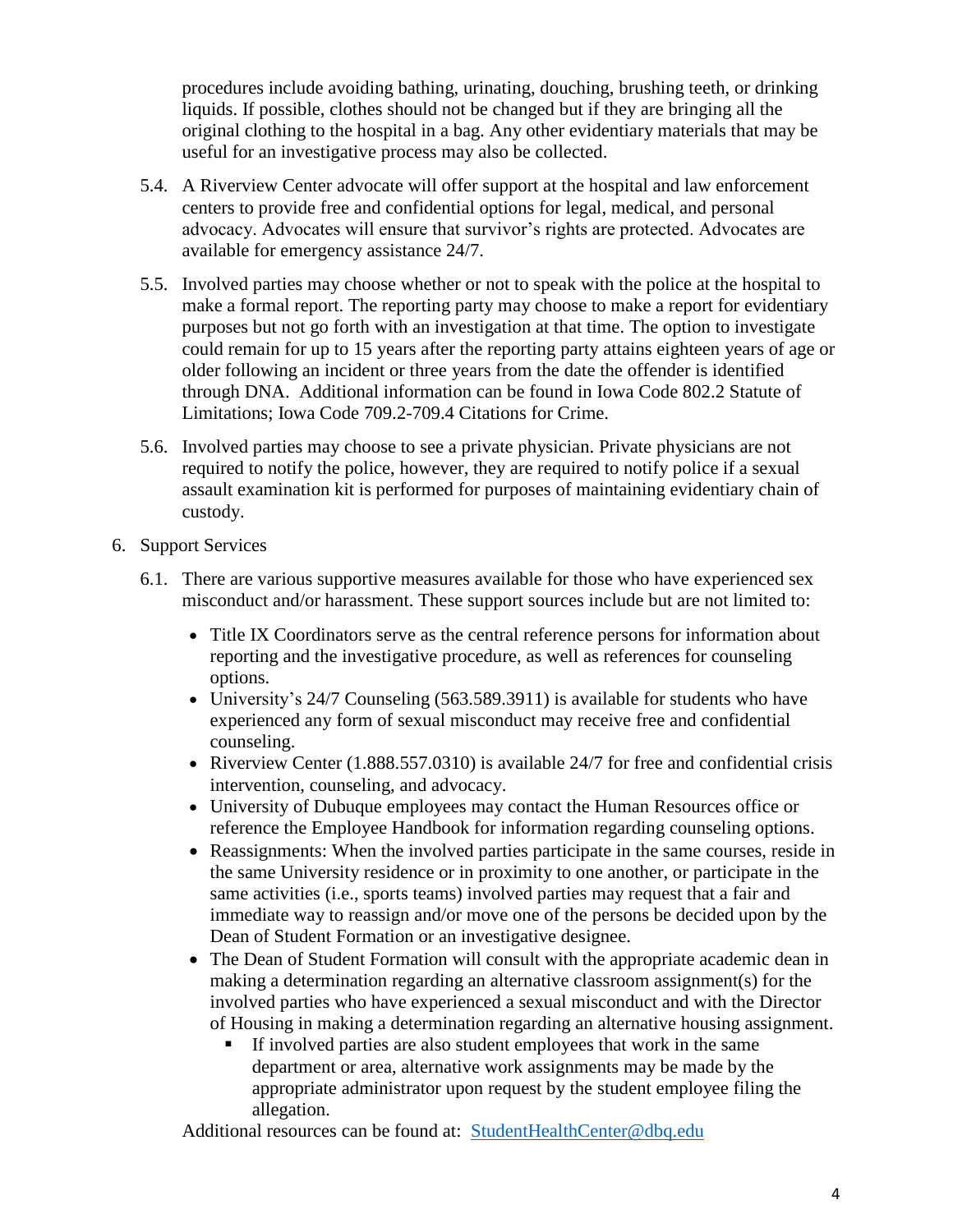procedures include avoiding bathing, urinating, douching, brushing teeth, or drinking liquids. If possible, clothes should not be changed but if they are bringing all the original clothing to the hospital in a bag. Any other evidentiary materials that may be useful for an investigative process may also be collected.

5.4. A Riverview Center advocate will offer support at the hospital and law enforcement centers to provide free and confidential options for legal, medical, and personal advocacy. Advocates will ensure that survivor's rights are protected. Advocates are available for emergency assistance 24/7.

5.5. Involved parties may choose whether or not to speak with the police at the hospital to make a formal report. The reporting party may choose to make a report for evidentiary purposes but not go forth with an investigation at that time. The option to investigate could remain for up to 15 years after the reporting party attains eighteen years of age or older following an incident or three years from the date the offender is identified through DNA. Additional information can be found in Iowa Code 802.2 Statute of Limitations; Iowa Code 709.2-709.4 Citations for Crime.

5.6. Involved parties may choose to see a private physician. Private physicians are not required to notify the police, however, they are required to notify police if a sexual assault examination kit is performed for purposes of maintaining evidentiary chain of custody.

6. Support Services

6.1. There are various supportive measures available for those who have experienced sex misconduct and/or harassment. These support sources include but are not limited to:

- Title IX Coordinators serve as the central reference persons for information about reporting and the investigative procedure, as well as references for counseling options.
- University's 24/7 Counseling (563.589.3911) is available for students who have experienced any form of sexual misconduct may receive free and confidential counseling.
- Riverview Center (1.888.557.0310) is available 24/7 for free and confidential crisis intervention, counseling, and advocacy.
- University of Dubuque employees may contact the Human Resources office or reference the Employee Handbook for information regarding counseling options.
- Reassignments: When the involved parties participate in the same courses, reside in the same University residence or in proximity to one another, or participate in the same activities (i.e., sports teams) involved parties may request that a fair and immediate way to reassign and/or move one of the persons be decided upon by the Dean of Student Formation or an investigative designee.
- The Dean of Student Formation will consult with the appropriate academic dean in making a determination regarding an alternative classroom assignment(s) for the involved parties who have experienced a sexual misconduct and with the Director of Housing in making a determination regarding an alternative housing assignment.
    - If involved parties are also student employees that work in the same department or area, alternative work assignments may be made by the appropriate administrator upon request by the student employee filing the allegation.

Additional resources can be found at: StudentHealthCenter@dbq.edu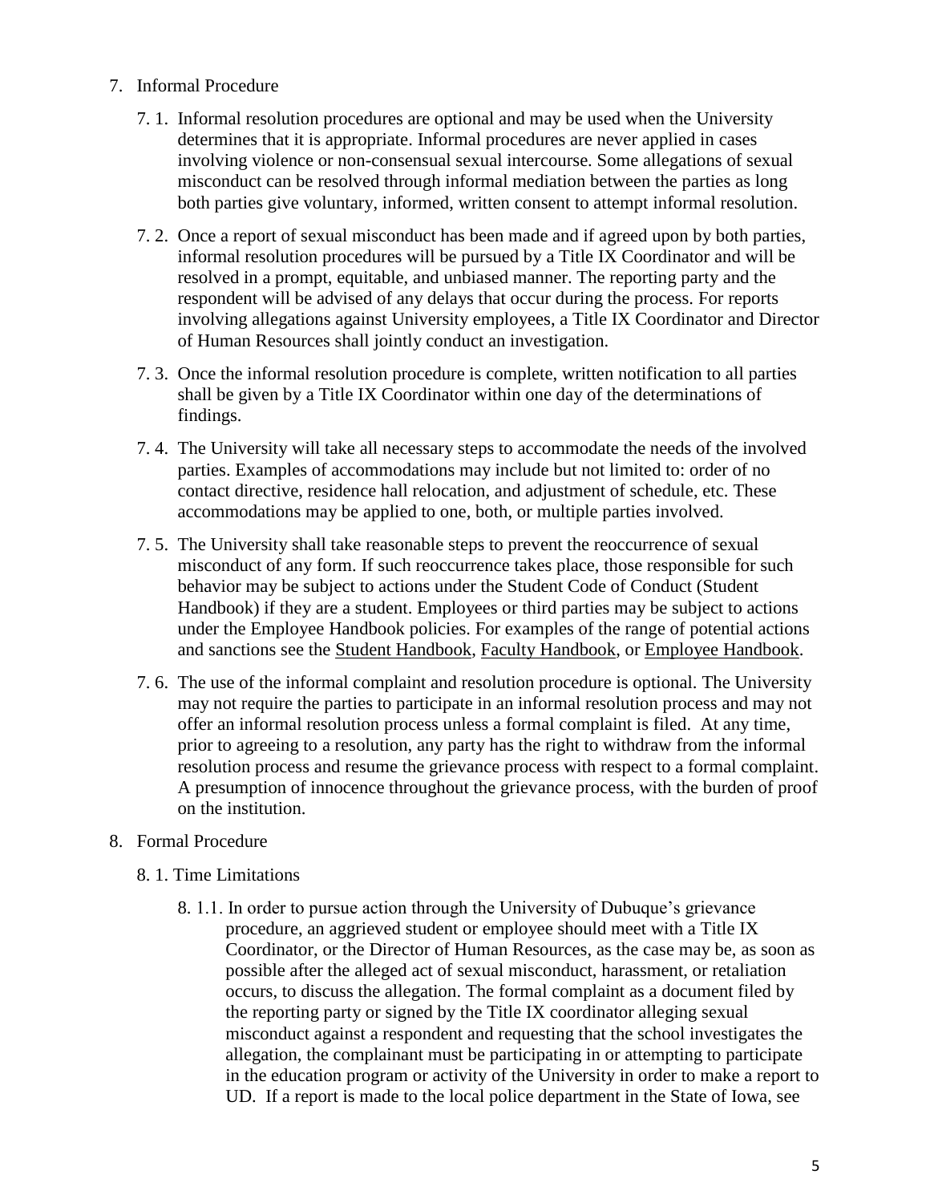7. Informal Procedure

   7. 1. Informal resolution procedures are optional and may be used when the University determines that it is appropriate. Informal procedures are never applied in cases involving violence or non-consensual sexual intercourse. Some allegations of sexual misconduct can be resolved through informal mediation between the parties as long both parties give voluntary, informed, written consent to attempt informal resolution.

   7. 2. Once a report of sexual misconduct has been made and if agreed upon by both parties, informal resolution procedures will be pursued by a Title IX Coordinator and will be resolved in a prompt, equitable, and unbiased manner. The reporting party and the respondent will be advised of any delays that occur during the process. For reports involving allegations against University employees, a Title IX Coordinator and Director of Human Resources shall jointly conduct an investigation.

   7. 3. Once the informal resolution procedure is complete, written notification to all parties shall be given by a Title IX Coordinator within one day of the determinations of findings.

   7. 4. The University will take all necessary steps to accommodate the needs of the involved parties. Examples of accommodations may include but not limited to: order of no contact directive, residence hall relocation, and adjustment of schedule, etc. These accommodations may be applied to one, both, or multiple parties involved.

   7. 5. The University shall take reasonable steps to prevent the reoccurrence of sexual misconduct of any form. If such reoccurrence takes place, those responsible for such behavior may be subject to actions under the Student Code of Conduct (Student Handbook) if they are a student. Employees or third parties may be subject to actions under the Employee Handbook policies. For examples of the range of potential actions and sanctions see the Student Handbook, Faculty Handbook, or Employee Handbook.

   7. 6. The use of the informal complaint and resolution procedure is optional. The University may not require the parties to participate in an informal resolution process and may not offer an informal resolution process unless a formal complaint is filed. At any time, prior to agreeing to a resolution, any party has the right to withdraw from the informal resolution process and resume the grievance process with respect to a formal complaint. A presumption of innocence throughout the grievance process, with the burden of proof on the institution.

8. Formal Procedure

   8. 1. Time Limitations

      8. 1.1. In order to pursue action through the University of Dubuque's grievance procedure, an aggrieved student or employee should meet with a Title IX Coordinator, or the Director of Human Resources, as the case may be, as soon as possible after the alleged act of sexual misconduct, harassment, or retaliation occurs, to discuss the allegation. The formal complaint as a document filed by the reporting party or signed by the Title IX coordinator alleging sexual misconduct against a respondent and requesting that the school investigates the allegation, the complainant must be participating in or attempting to participate in the education program or activity of the University in order to make a report to UD. If a report is made to the local police department in the State of Iowa, see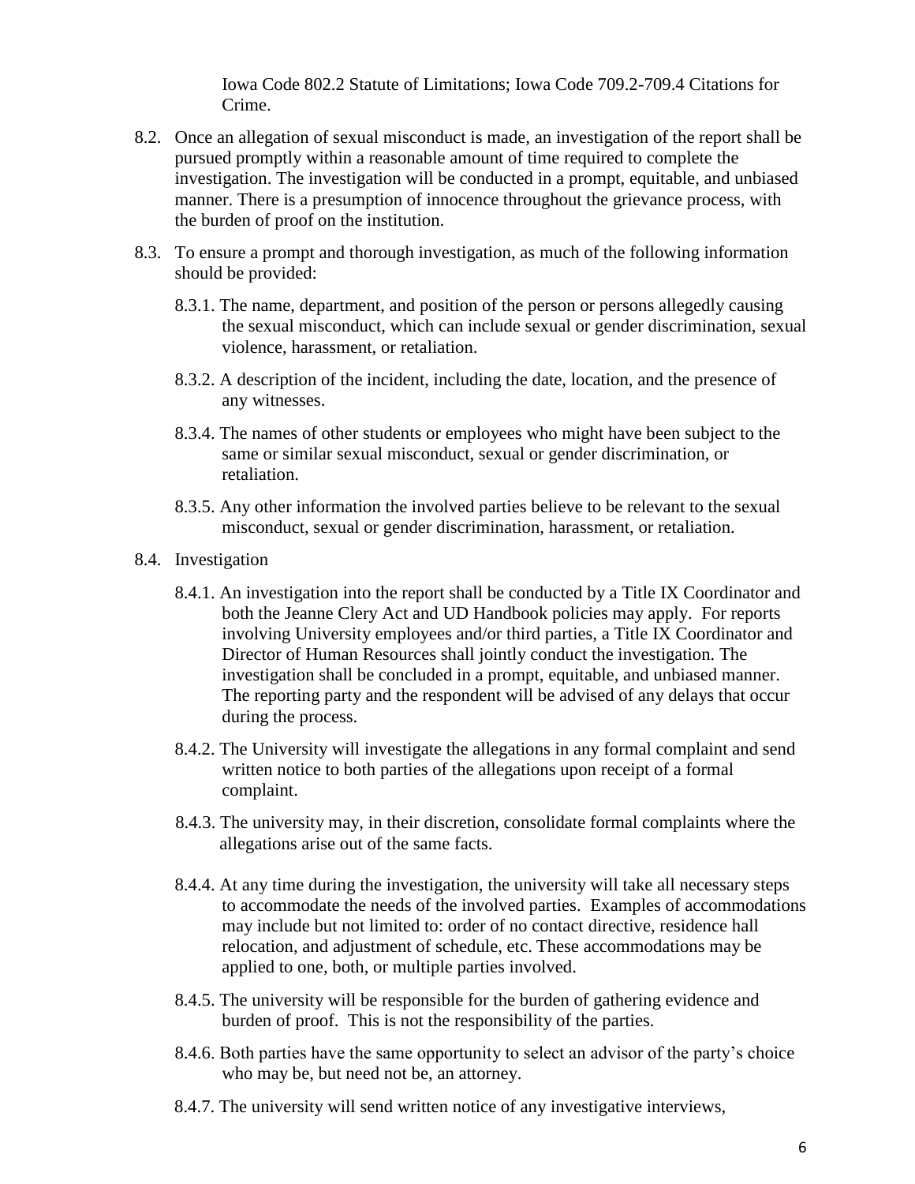Iowa Code 802.2 Statute of Limitations; Iowa Code 709.2-709.4 Citations for Crime.

8.2. Once an allegation of sexual misconduct is made, an investigation of the report shall be pursued promptly within a reasonable amount of time required to complete the investigation. The investigation will be conducted in a prompt, equitable, and unbiased manner. There is a presumption of innocence throughout the grievance process, with the burden of proof on the institution.

8.3. To ensure a prompt and thorough investigation, as much of the following information should be provided:

8.3.1. The name, department, and position of the person or persons allegedly causing the sexual misconduct, which can include sexual or gender discrimination, sexual violence, harassment, or retaliation.

8.3.2. A description of the incident, including the date, location, and the presence of any witnesses.

8.3.4. The names of other students or employees who might have been subject to the same or similar sexual misconduct, sexual or gender discrimination, or retaliation.

8.3.5. Any other information the involved parties believe to be relevant to the sexual misconduct, sexual or gender discrimination, harassment, or retaliation.

8.4. Investigation

8.4.1. An investigation into the report shall be conducted by a Title IX Coordinator and both the Jeanne Clery Act and UD Handbook policies may apply. For reports involving University employees and/or third parties, a Title IX Coordinator and Director of Human Resources shall jointly conduct the investigation. The investigation shall be concluded in a prompt, equitable, and unbiased manner. The reporting party and the respondent will be advised of any delays that occur during the process.

8.4.2. The University will investigate the allegations in any formal complaint and send written notice to both parties of the allegations upon receipt of a formal complaint.

8.4.3. The university may, in their discretion, consolidate formal complaints where the allegations arise out of the same facts.

8.4.4. At any time during the investigation, the university will take all necessary steps to accommodate the needs of the involved parties. Examples of accommodations may include but not limited to: order of no contact directive, residence hall relocation, and adjustment of schedule, etc. These accommodations may be applied to one, both, or multiple parties involved.

8.4.5. The university will be responsible for the burden of gathering evidence and burden of proof. This is not the responsibility of the parties.

8.4.6. Both parties have the same opportunity to select an advisor of the party's choice who may be, but need not be, an attorney.

8.4.7. The university will send written notice of any investigative interviews,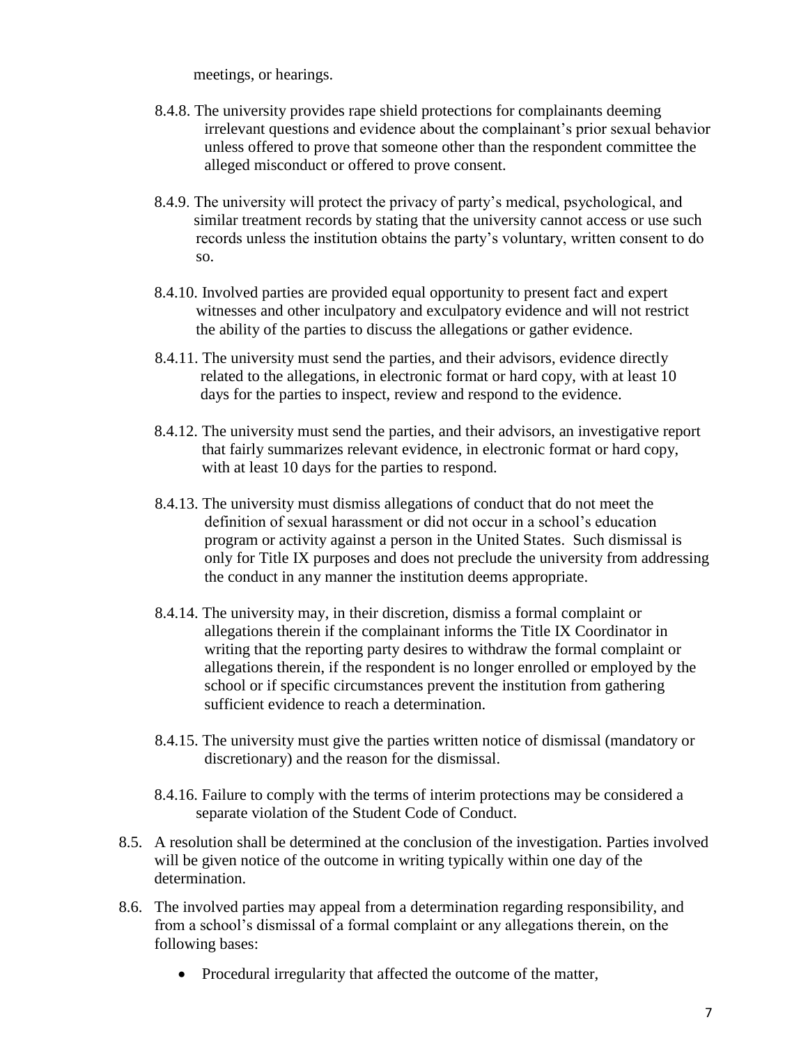meetings, or hearings.

8.4.8. The university provides rape shield protections for complainants deeming irrelevant questions and evidence about the complainant's prior sexual behavior unless offered to prove that someone other than the respondent committee the alleged misconduct or offered to prove consent.

8.4.9. The university will protect the privacy of party's medical, psychological, and similar treatment records by stating that the university cannot access or use such records unless the institution obtains the party's voluntary, written consent to do so.

8.4.10. Involved parties are provided equal opportunity to present fact and expert witnesses and other inculpatory and exculpatory evidence and will not restrict the ability of the parties to discuss the allegations or gather evidence.

8.4.11. The university must send the parties, and their advisors, evidence directly related to the allegations, in electronic format or hard copy, with at least 10 days for the parties to inspect, review and respond to the evidence.

8.4.12. The university must send the parties, and their advisors, an investigative report that fairly summarizes relevant evidence, in electronic format or hard copy, with at least 10 days for the parties to respond.

8.4.13. The university must dismiss allegations of conduct that do not meet the definition of sexual harassment or did not occur in a school's education program or activity against a person in the United States. Such dismissal is only for Title IX purposes and does not preclude the university from addressing the conduct in any manner the institution deems appropriate.

8.4.14. The university may, in their discretion, dismiss a formal complaint or allegations therein if the complainant informs the Title IX Coordinator in writing that the reporting party desires to withdraw the formal complaint or allegations therein, if the respondent is no longer enrolled or employed by the school or if specific circumstances prevent the institution from gathering sufficient evidence to reach a determination.

8.4.15. The university must give the parties written notice of dismissal (mandatory or discretionary) and the reason for the dismissal.

8.4.16. Failure to comply with the terms of interim protections may be considered a separate violation of the Student Code of Conduct.

8.5. A resolution shall be determined at the conclusion of the investigation. Parties involved will be given notice of the outcome in writing typically within one day of the determination.

8.6. The involved parties may appeal from a determination regarding responsibility, and from a school's dismissal of a formal complaint or any allegations therein, on the following bases:

- Procedural irregularity that affected the outcome of the matter,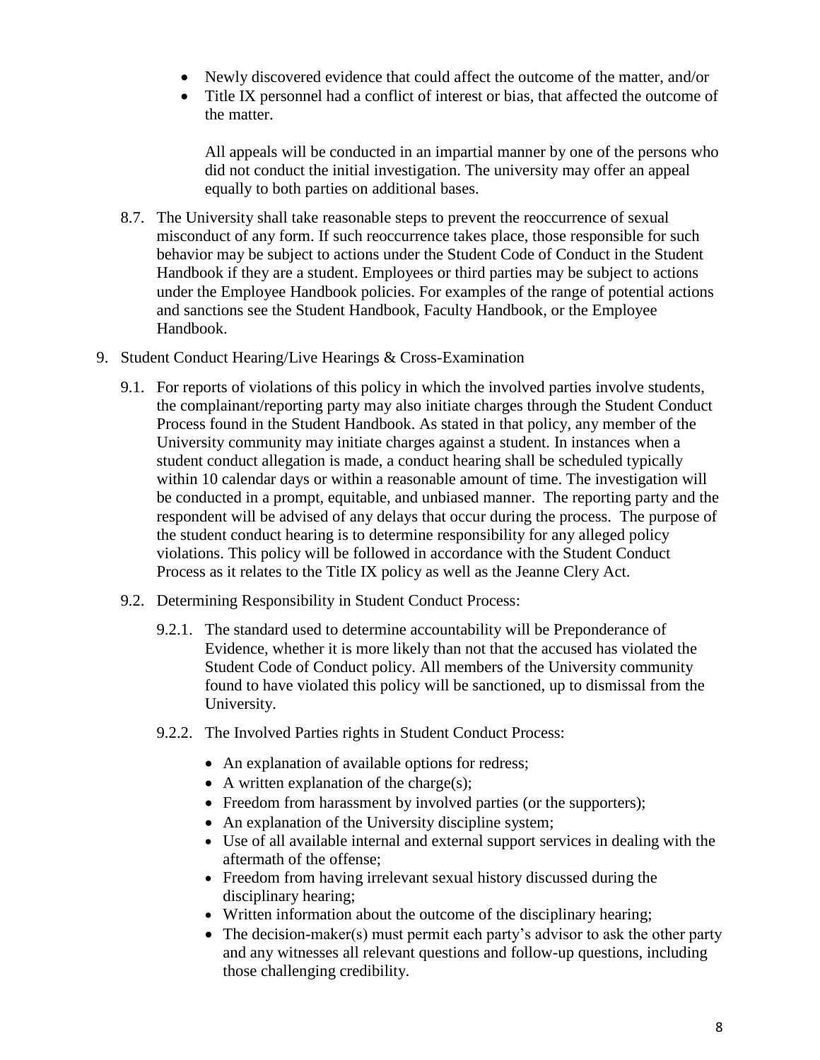- Newly discovered evidence that could affect the outcome of the matter, and/or
- Title IX personnel had a conflict of interest or bias, that affected the outcome of the matter.

  All appeals will be conducted in an impartial manner by one of the persons who did not conduct the initial investigation. The university may offer an appeal equally to both parties on additional bases.

8.7. The University shall take reasonable steps to prevent the reoccurrence of sexual misconduct of any form. If such reoccurrence takes place, those responsible for such behavior may be subject to actions under the Student Code of Conduct in the Student Handbook if they are a student. Employees or third parties may be subject to actions under the Employee Handbook policies. For examples of the range of potential actions and sanctions see the Student Handbook, Faculty Handbook, or the Employee Handbook.

9. Student Conduct Hearing/Live Hearings & Cross-Examination

9.1. For reports of violations of this policy in which the involved parties involve students, the complainant/reporting party may also initiate charges through the Student Conduct Process found in the Student Handbook. As stated in that policy, any member of the University community may initiate charges against a student. In instances when a student conduct allegation is made, a conduct hearing shall be scheduled typically within 10 calendar days or within a reasonable amount of time. The investigation will be conducted in a prompt, equitable, and unbiased manner. The reporting party and the respondent will be advised of any delays that occur during the process. The purpose of the student conduct hearing is to determine responsibility for any alleged policy violations. This policy will be followed in accordance with the Student Conduct Process as it relates to the Title IX policy as well as the Jeanne Clery Act.

9.2. Determining Responsibility in Student Conduct Process:

9.2.1. The standard used to determine accountability will be Preponderance of Evidence, whether it is more likely than not that the accused has violated the Student Code of Conduct policy. All members of the University community found to have violated this policy will be sanctioned, up to dismissal from the University.

9.2.2. The Involved Parties rights in Student Conduct Process:

- An explanation of available options for redress;
- A written explanation of the charge(s);
- Freedom from harassment by involved parties (or the supporters);
- An explanation of the University discipline system;
- Use of all available internal and external support services in dealing with the aftermath of the offense;
- Freedom from having irrelevant sexual history discussed during the disciplinary hearing;
- Written information about the outcome of the disciplinary hearing;
- The decision-maker(s) must permit each party's advisor to ask the other party and any witnesses all relevant questions and follow-up questions, including those challenging credibility.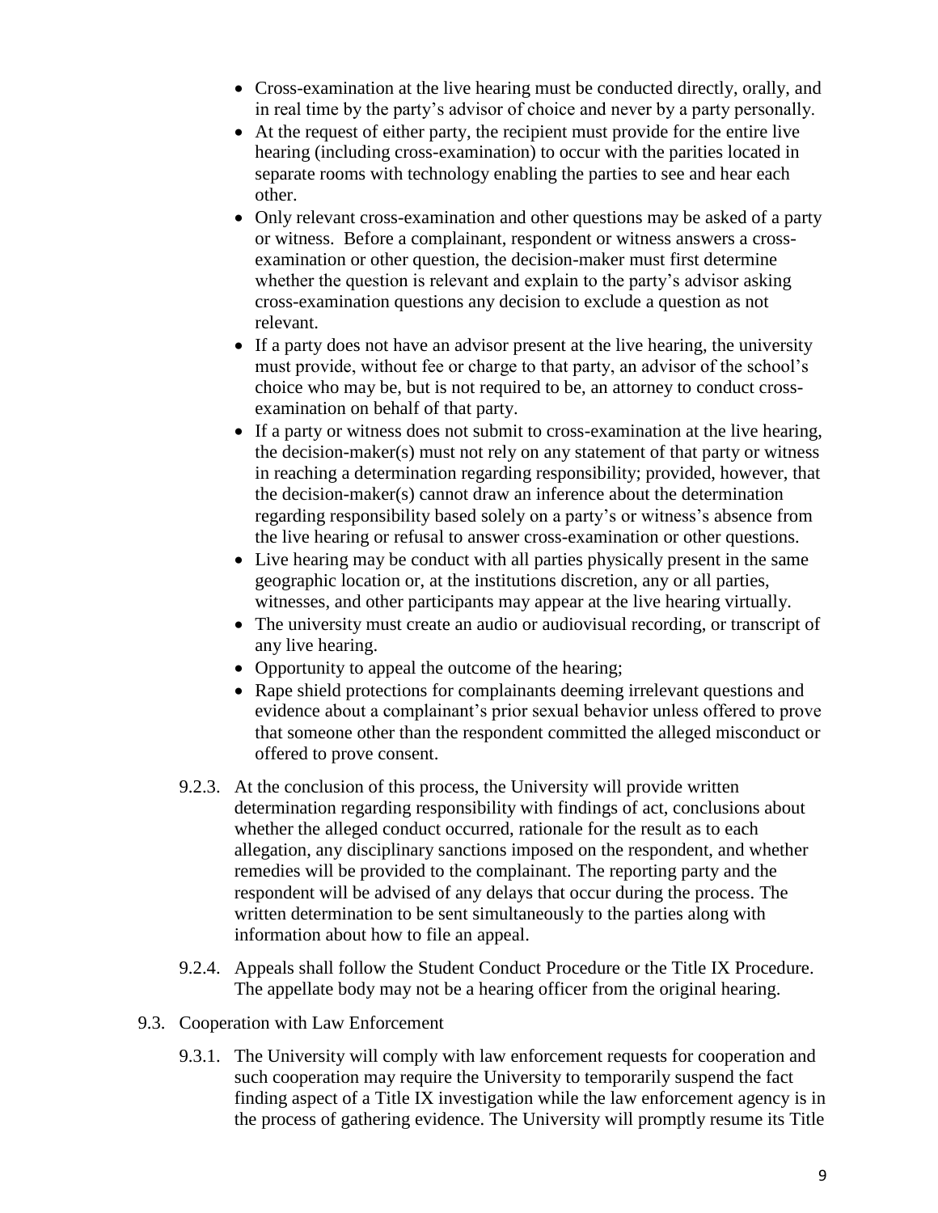- Cross-examination at the live hearing must be conducted directly, orally, and in real time by the party's advisor of choice and never by a party personally.
- At the request of either party, the recipient must provide for the entire live hearing (including cross-examination) to occur with the parities located in separate rooms with technology enabling the parties to see and hear each other.
- Only relevant cross-examination and other questions may be asked of a party or witness. Before a complainant, respondent or witness answers a cross-examination or other question, the decision-maker must first determine whether the question is relevant and explain to the party's advisor asking cross-examination questions any decision to exclude a question as not relevant.
- If a party does not have an advisor present at the live hearing, the university must provide, without fee or charge to that party, an advisor of the school's choice who may be, but is not required to be, an attorney to conduct cross-examination on behalf of that party.
- If a party or witness does not submit to cross-examination at the live hearing, the decision-maker(s) must not rely on any statement of that party or witness in reaching a determination regarding responsibility; provided, however, that the decision-maker(s) cannot draw an inference about the determination regarding responsibility based solely on a party's or witness's absence from the live hearing or refusal to answer cross-examination or other questions.
- Live hearing may be conduct with all parties physically present in the same geographic location or, at the institutions discretion, any or all parties, witnesses, and other participants may appear at the live hearing virtually.
- The university must create an audio or audiovisual recording, or transcript of any live hearing.
- Opportunity to appeal the outcome of the hearing;
- Rape shield protections for complainants deeming irrelevant questions and evidence about a complainant's prior sexual behavior unless offered to prove that someone other than the respondent committed the alleged misconduct or offered to prove consent.

9.2.3. At the conclusion of this process, the University will provide written determination regarding responsibility with findings of act, conclusions about whether the alleged conduct occurred, rationale for the result as to each allegation, any disciplinary sanctions imposed on the respondent, and whether remedies will be provided to the complainant. The reporting party and the respondent will be advised of any delays that occur during the process. The written determination to be sent simultaneously to the parties along with information about how to file an appeal.

9.2.4. Appeals shall follow the Student Conduct Procedure or the Title IX Procedure. The appellate body may not be a hearing officer from the original hearing.

9.3. Cooperation with Law Enforcement

9.3.1. The University will comply with law enforcement requests for cooperation and such cooperation may require the University to temporarily suspend the fact finding aspect of a Title IX investigation while the law enforcement agency is in the process of gathering evidence. The University will promptly resume its Title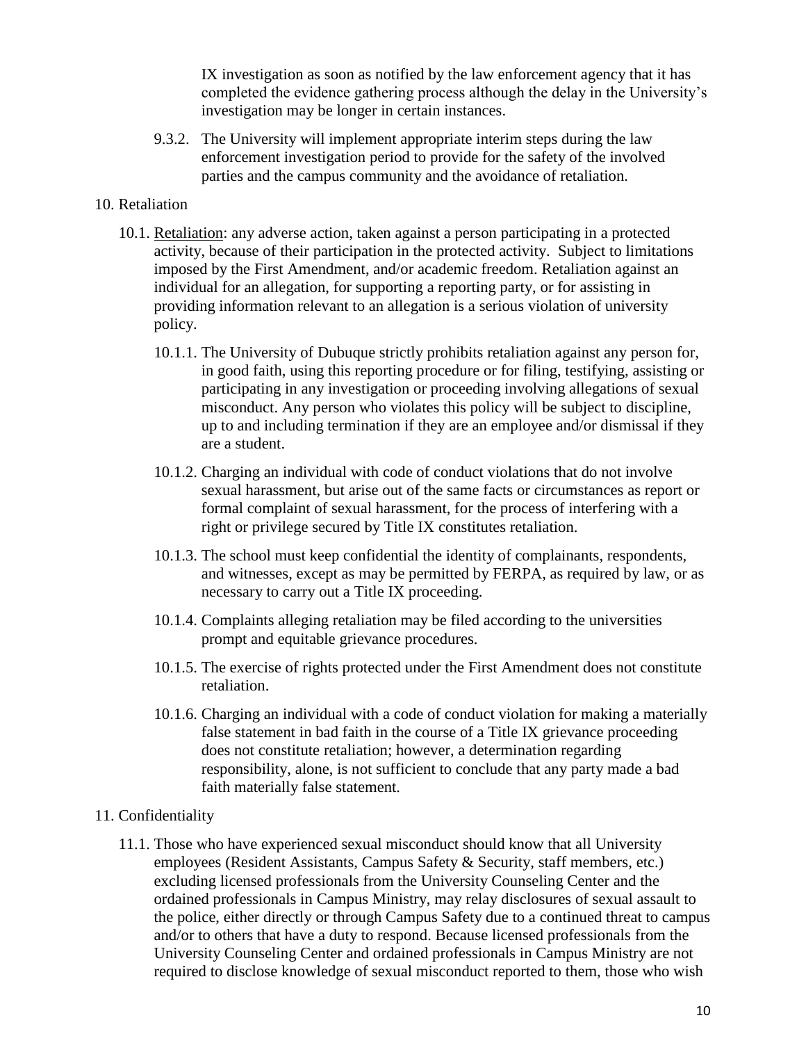IX investigation as soon as notified by the law enforcement agency that it has completed the evidence gathering process although the delay in the University's investigation may be longer in certain instances.

9.3.2. The University will implement appropriate interim steps during the law enforcement investigation period to provide for the safety of the involved parties and the campus community and the avoidance of retaliation.

## 10. Retaliation

10.1. Retaliation: any adverse action, taken against a person participating in a protected activity, because of their participation in the protected activity. Subject to limitations imposed by the First Amendment, and/or academic freedom. Retaliation against an individual for an allegation, for supporting a reporting party, or for assisting in providing information relevant to an allegation is a serious violation of university policy.

10.1.1. The University of Dubuque strictly prohibits retaliation against any person for, in good faith, using this reporting procedure or for filing, testifying, assisting or participating in any investigation or proceeding involving allegations of sexual misconduct. Any person who violates this policy will be subject to discipline, up to and including termination if they are an employee and/or dismissal if they are a student.

10.1.2. Charging an individual with code of conduct violations that do not involve sexual harassment, but arise out of the same facts or circumstances as report or formal complaint of sexual harassment, for the process of interfering with a right or privilege secured by Title IX constitutes retaliation.

10.1.3. The school must keep confidential the identity of complainants, respondents, and witnesses, except as may be permitted by FERPA, as required by law, or as necessary to carry out a Title IX proceeding.

10.1.4. Complaints alleging retaliation may be filed according to the universities prompt and equitable grievance procedures.

10.1.5. The exercise of rights protected under the First Amendment does not constitute retaliation.

10.1.6. Charging an individual with a code of conduct violation for making a materially false statement in bad faith in the course of a Title IX grievance proceeding does not constitute retaliation; however, a determination regarding responsibility, alone, is not sufficient to conclude that any party made a bad faith materially false statement.

## 11. Confidentiality

11.1. Those who have experienced sexual misconduct should know that all University employees (Resident Assistants, Campus Safety & Security, staff members, etc.) excluding licensed professionals from the University Counseling Center and the ordained professionals in Campus Ministry, may relay disclosures of sexual assault to the police, either directly or through Campus Safety due to a continued threat to campus and/or to others that have a duty to respond. Because licensed professionals from the University Counseling Center and ordained professionals in Campus Ministry are not required to disclose knowledge of sexual misconduct reported to them, those who wish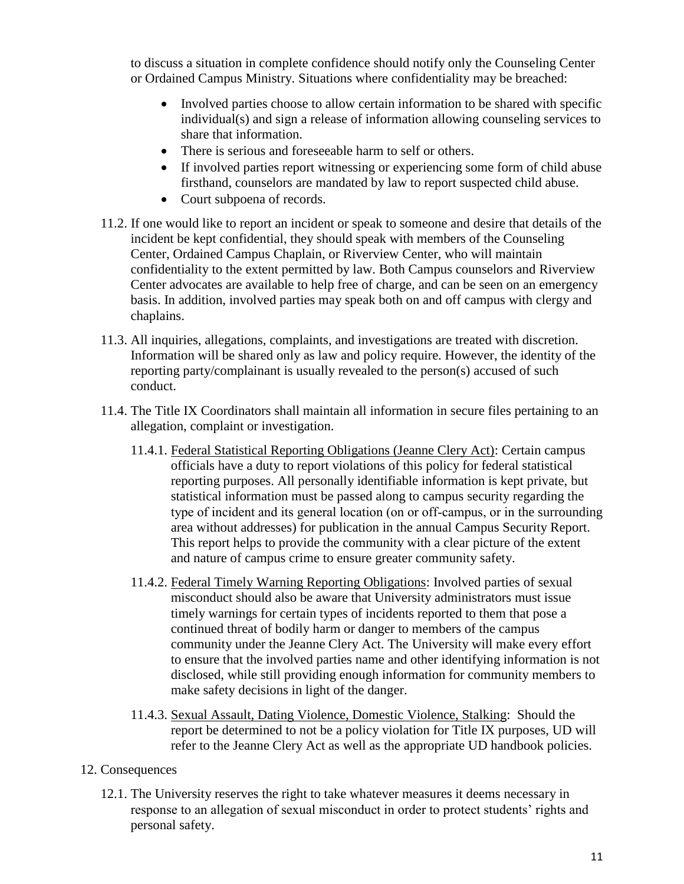to discuss a situation in complete confidence should notify only the Counseling Center or Ordained Campus Ministry. Situations where confidentiality may be breached:

- Involved parties choose to allow certain information to be shared with specific individual(s) and sign a release of information allowing counseling services to share that information.
- There is serious and foreseeable harm to self or others.
- If involved parties report witnessing or experiencing some form of child abuse firsthand, counselors are mandated by law to report suspected child abuse.
- Court subpoena of records.

11.2. If one would like to report an incident or speak to someone and desire that details of the incident be kept confidential, they should speak with members of the Counseling Center, Ordained Campus Chaplain, or Riverview Center, who will maintain confidentiality to the extent permitted by law. Both Campus counselors and Riverview Center advocates are available to help free of charge, and can be seen on an emergency basis. In addition, involved parties may speak both on and off campus with clergy and chaplains.

11.3. All inquiries, allegations, complaints, and investigations are treated with discretion. Information will be shared only as law and policy require. However, the identity of the reporting party/complainant is usually revealed to the person(s) accused of such conduct.

11.4. The Title IX Coordinators shall maintain all information in secure files pertaining to an allegation, complaint or investigation.

11.4.1. Federal Statistical Reporting Obligations (Jeanne Clery Act): Certain campus officials have a duty to report violations of this policy for federal statistical reporting purposes. All personally identifiable information is kept private, but statistical information must be passed along to campus security regarding the type of incident and its general location (on or off-campus, or in the surrounding area without addresses) for publication in the annual Campus Security Report. This report helps to provide the community with a clear picture of the extent and nature of campus crime to ensure greater community safety.

11.4.2. Federal Timely Warning Reporting Obligations: Involved parties of sexual misconduct should also be aware that University administrators must issue timely warnings for certain types of incidents reported to them that pose a continued threat of bodily harm or danger to members of the campus community under the Jeanne Clery Act. The University will make every effort to ensure that the involved parties name and other identifying information is not disclosed, while still providing enough information for community members to make safety decisions in light of the danger.

11.4.3. Sexual Assault, Dating Violence, Domestic Violence, Stalking: Should the report be determined to not be a policy violation for Title IX purposes, UD will refer to the Jeanne Clery Act as well as the appropriate UD handbook policies.

12. Consequences

12.1. The University reserves the right to take whatever measures it deems necessary in response to an allegation of sexual misconduct in order to protect students' rights and personal safety.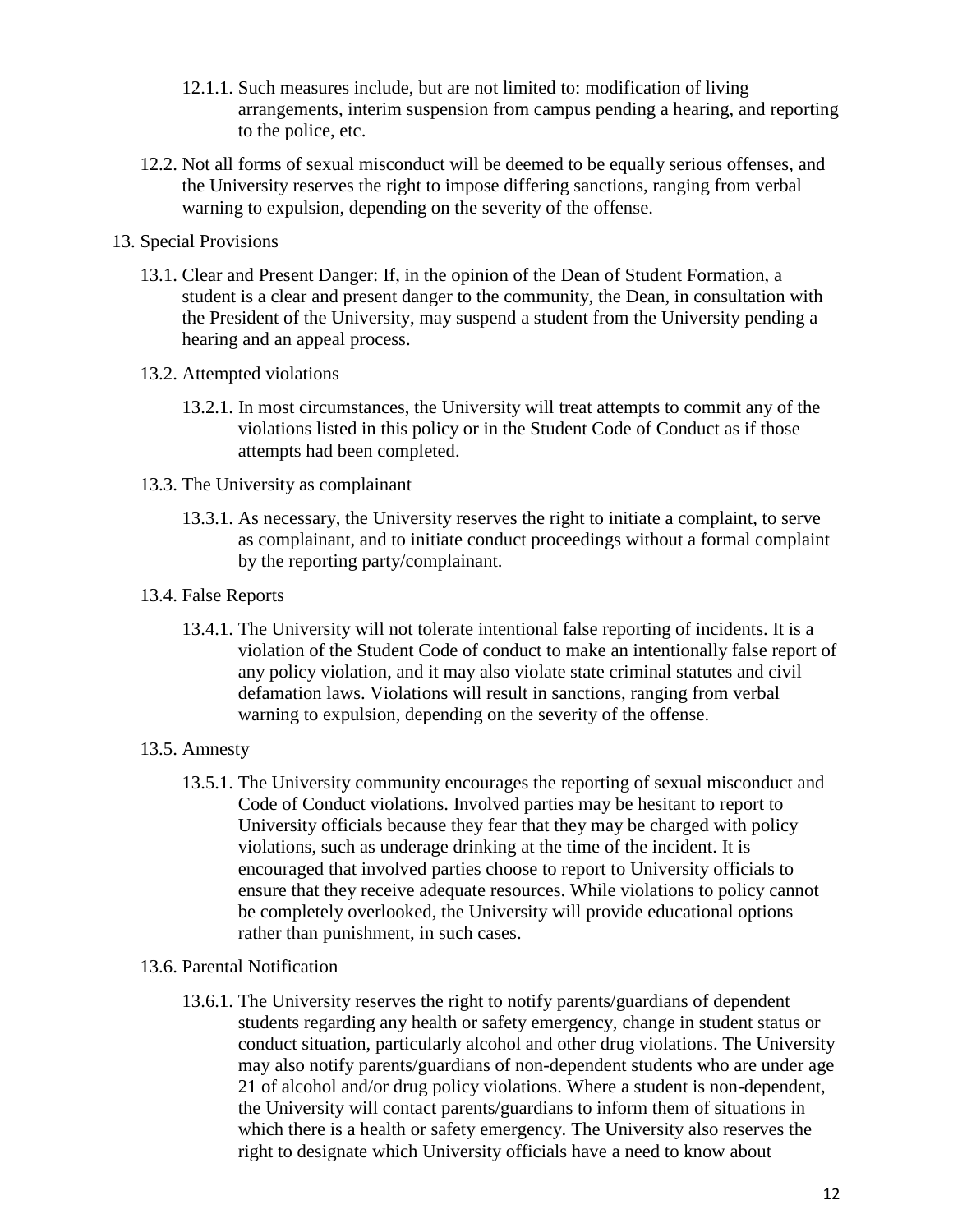12.1.1. Such measures include, but are not limited to: modification of living arrangements, interim suspension from campus pending a hearing, and reporting to the police, etc.

12.2. Not all forms of sexual misconduct will be deemed to be equally serious offenses, and the University reserves the right to impose differing sanctions, ranging from verbal warning to expulsion, depending on the severity of the offense.

13. Special Provisions

13.1. Clear and Present Danger: If, in the opinion of the Dean of Student Formation, a student is a clear and present danger to the community, the Dean, in consultation with the President of the University, may suspend a student from the University pending a hearing and an appeal process.

13.2. Attempted violations

13.2.1. In most circumstances, the University will treat attempts to commit any of the violations listed in this policy or in the Student Code of Conduct as if those attempts had been completed.

13.3. The University as complainant

13.3.1. As necessary, the University reserves the right to initiate a complaint, to serve as complainant, and to initiate conduct proceedings without a formal complaint by the reporting party/complainant.

13.4. False Reports

13.4.1. The University will not tolerate intentional false reporting of incidents. It is a violation of the Student Code of conduct to make an intentionally false report of any policy violation, and it may also violate state criminal statutes and civil defamation laws. Violations will result in sanctions, ranging from verbal warning to expulsion, depending on the severity of the offense.

13.5. Amnesty

13.5.1. The University community encourages the reporting of sexual misconduct and Code of Conduct violations. Involved parties may be hesitant to report to University officials because they fear that they may be charged with policy violations, such as underage drinking at the time of the incident. It is encouraged that involved parties choose to report to University officials to ensure that they receive adequate resources. While violations to policy cannot be completely overlooked, the University will provide educational options rather than punishment, in such cases.

13.6. Parental Notification

13.6.1. The University reserves the right to notify parents/guardians of dependent students regarding any health or safety emergency, change in student status or conduct situation, particularly alcohol and other drug violations. The University may also notify parents/guardians of non-dependent students who are under age 21 of alcohol and/or drug policy violations. Where a student is non-dependent, the University will contact parents/guardians to inform them of situations in which there is a health or safety emergency. The University also reserves the right to designate which University officials have a need to know about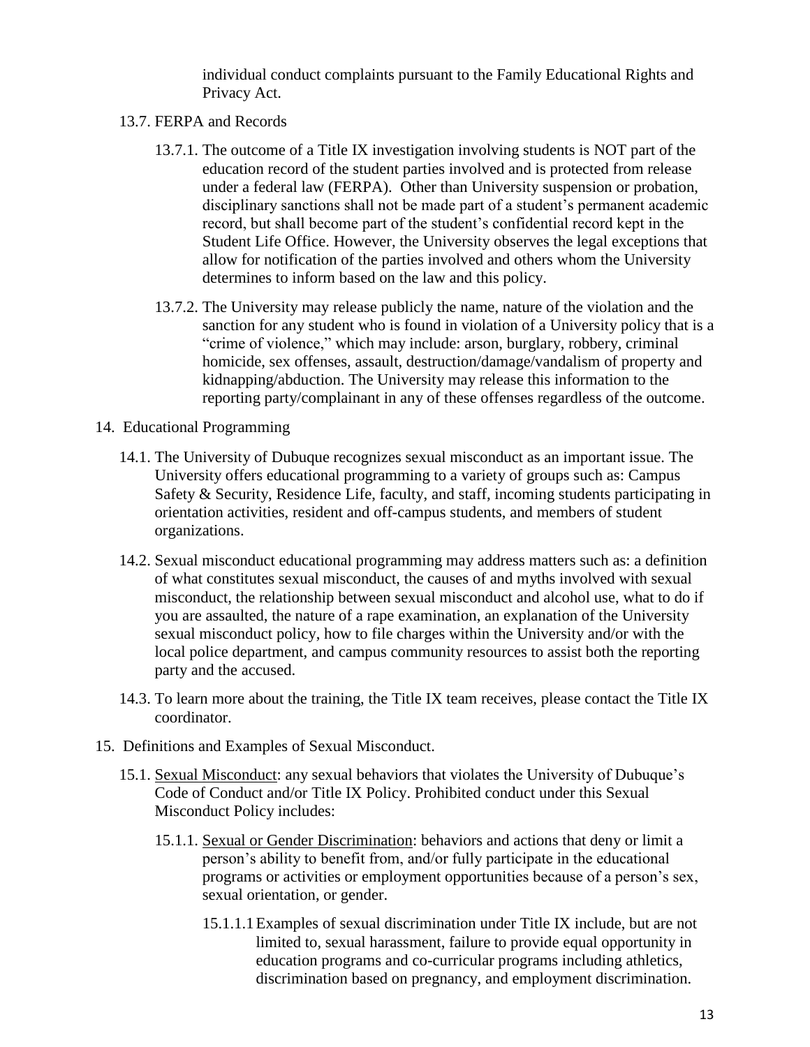individual conduct complaints pursuant to the Family Educational Rights and Privacy Act.

13.7. FERPA and Records

13.7.1. The outcome of a Title IX investigation involving students is NOT part of the education record of the student parties involved and is protected from release under a federal law (FERPA). Other than University suspension or probation, disciplinary sanctions shall not be made part of a student's permanent academic record, but shall become part of the student's confidential record kept in the Student Life Office. However, the University observes the legal exceptions that allow for notification of the parties involved and others whom the University determines to inform based on the law and this policy.

13.7.2. The University may release publicly the name, nature of the violation and the sanction for any student who is found in violation of a University policy that is a "crime of violence," which may include: arson, burglary, robbery, criminal homicide, sex offenses, assault, destruction/damage/vandalism of property and kidnapping/abduction. The University may release this information to the reporting party/complainant in any of these offenses regardless of the outcome.

14. Educational Programming

14.1. The University of Dubuque recognizes sexual misconduct as an important issue. The University offers educational programming to a variety of groups such as: Campus Safety & Security, Residence Life, faculty, and staff, incoming students participating in orientation activities, resident and off-campus students, and members of student organizations.

14.2. Sexual misconduct educational programming may address matters such as: a definition of what constitutes sexual misconduct, the causes of and myths involved with sexual misconduct, the relationship between sexual misconduct and alcohol use, what to do if you are assaulted, the nature of a rape examination, an explanation of the University sexual misconduct policy, how to file charges within the University and/or with the local police department, and campus community resources to assist both the reporting party and the accused.

14.3. To learn more about the training, the Title IX team receives, please contact the Title IX coordinator.

15. Definitions and Examples of Sexual Misconduct.

15.1. <u>Sexual Misconduct</u>: any sexual behaviors that violates the University of Dubuque's Code of Conduct and/or Title IX Policy. Prohibited conduct under this Sexual Misconduct Policy includes:

15.1.1. <u>Sexual or Gender Discrimination</u>: behaviors and actions that deny or limit a person's ability to benefit from, and/or fully participate in the educational programs or activities or employment opportunities because of a person's sex, sexual orientation, or gender.

15.1.1.1 Examples of sexual discrimination under Title IX include, but are not limited to, sexual harassment, failure to provide equal opportunity in education programs and co-curricular programs including athletics, discrimination based on pregnancy, and employment discrimination.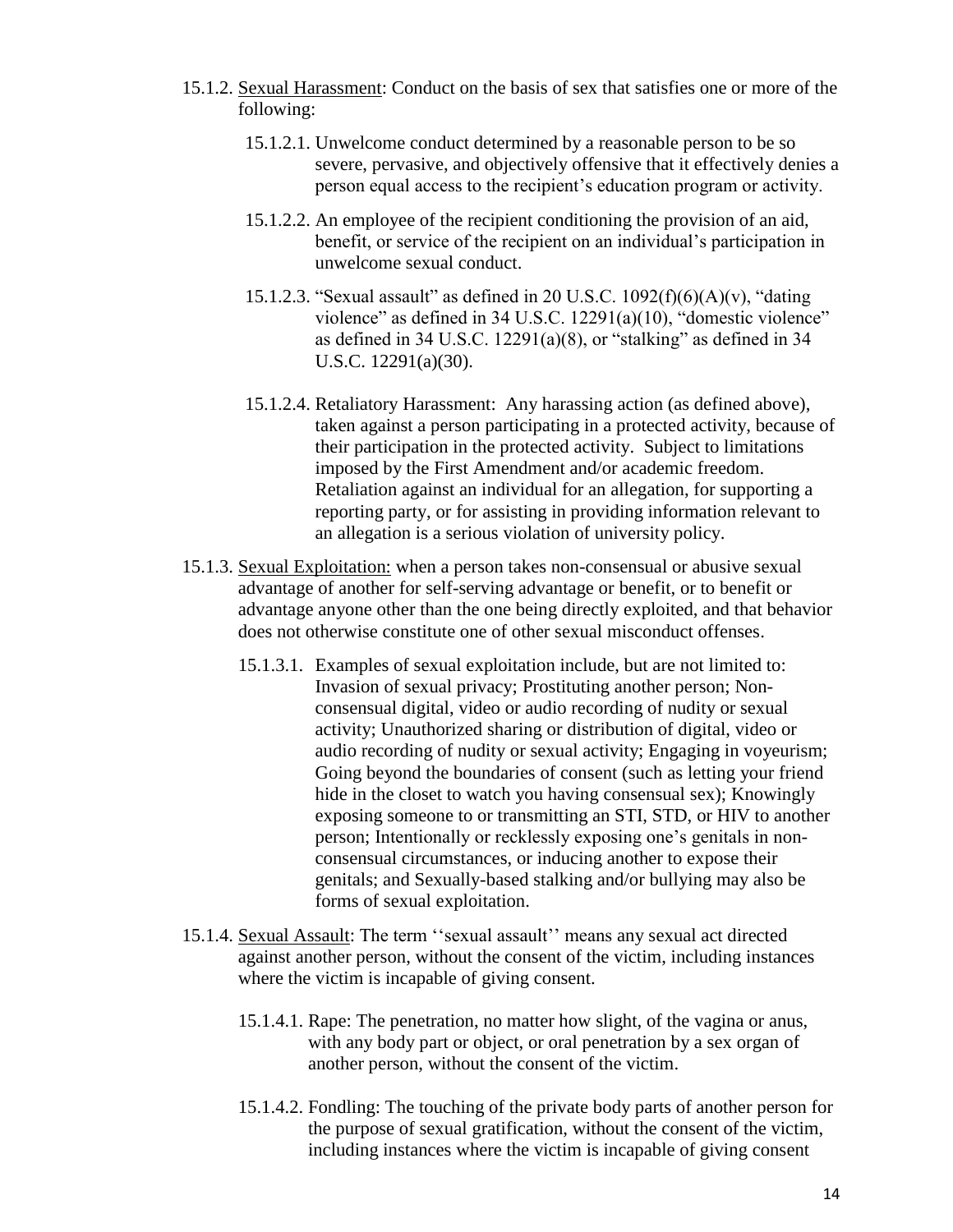15.1.2. <u>Sexual Harassment</u>: Conduct on the basis of sex that satisfies one or more of the following:

15.1.2.1. Unwelcome conduct determined by a reasonable person to be so severe, pervasive, and objectively offensive that it effectively denies a person equal access to the recipient's education program or activity.

15.1.2.2. An employee of the recipient conditioning the provision of an aid, benefit, or service of the recipient on an individual's participation in unwelcome sexual conduct.

15.1.2.3. "Sexual assault" as defined in 20 U.S.C. 1092(f)(6)(A)(v), "dating violence" as defined in 34 U.S.C. 12291(a)(10), "domestic violence" as defined in 34 U.S.C. 12291(a)(8), or "stalking" as defined in 34 U.S.C. 12291(a)(30).

15.1.2.4. Retaliatory Harassment: Any harassing action (as defined above), taken against a person participating in a protected activity, because of their participation in the protected activity. Subject to limitations imposed by the First Amendment and/or academic freedom. Retaliation against an individual for an allegation, for supporting a reporting party, or for assisting in providing information relevant to an allegation is a serious violation of university policy.

15.1.3. <u>Sexual Exploitation:</u> when a person takes non-consensual or abusive sexual advantage of another for self-serving advantage or benefit, or to benefit or advantage anyone other than the one being directly exploited, and that behavior does not otherwise constitute one of other sexual misconduct offenses.

15.1.3.1. Examples of sexual exploitation include, but are not limited to: Invasion of sexual privacy; Prostituting another person; Non-consensual digital, video or audio recording of nudity or sexual activity; Unauthorized sharing or distribution of digital, video or audio recording of nudity or sexual activity; Engaging in voyeurism; Going beyond the boundaries of consent (such as letting your friend hide in the closet to watch you having consensual sex); Knowingly exposing someone to or transmitting an STI, STD, or HIV to another person; Intentionally or recklessly exposing one's genitals in non-consensual circumstances, or inducing another to expose their genitals; and Sexually-based stalking and/or bullying may also be forms of sexual exploitation.

15.1.4. <u>Sexual Assault</u>: The term ''sexual assault'' means any sexual act directed against another person, without the consent of the victim, including instances where the victim is incapable of giving consent.

15.1.4.1. Rape: The penetration, no matter how slight, of the vagina or anus, with any body part or object, or oral penetration by a sex organ of another person, without the consent of the victim.

15.1.4.2. Fondling: The touching of the private body parts of another person for the purpose of sexual gratification, without the consent of the victim, including instances where the victim is incapable of giving consent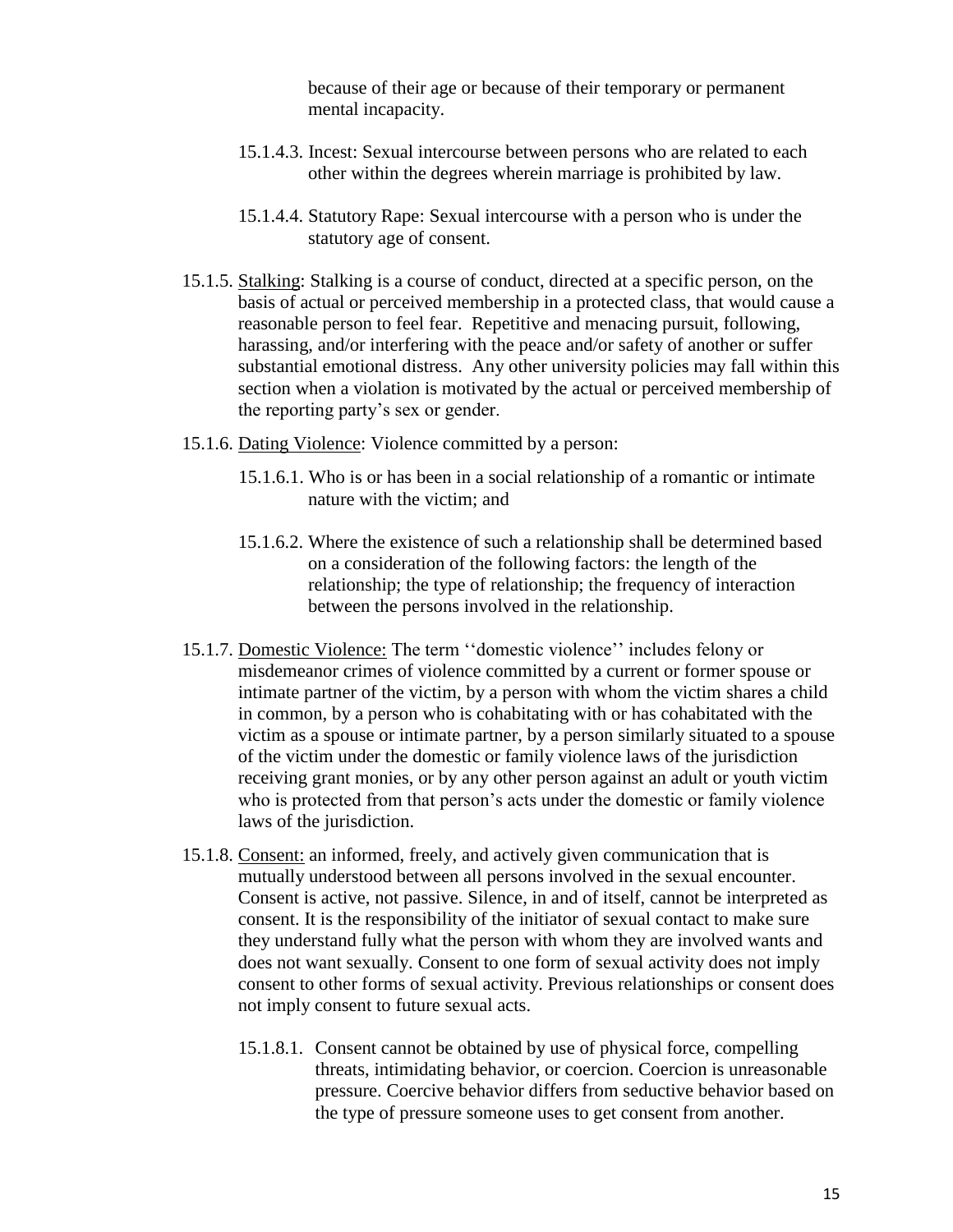because of their age or because of their temporary or permanent mental incapacity.

- 15.1.4.3. Incest: Sexual intercourse between persons who are related to each other within the degrees wherein marriage is prohibited by law.

- 15.1.4.4. Statutory Rape: Sexual intercourse with a person who is under the statutory age of consent.

15.1.5. Stalking: Stalking is a course of conduct, directed at a specific person, on the basis of actual or perceived membership in a protected class, that would cause a reasonable person to feel fear. Repetitive and menacing pursuit, following, harassing, and/or interfering with the peace and/or safety of another or suffer substantial emotional distress. Any other university policies may fall within this section when a violation is motivated by the actual or perceived membership of the reporting party's sex or gender.

15.1.6. Dating Violence: Violence committed by a person:

- 15.1.6.1. Who is or has been in a social relationship of a romantic or intimate nature with the victim; and

- 15.1.6.2. Where the existence of such a relationship shall be determined based on a consideration of the following factors: the length of the relationship; the type of relationship; the frequency of interaction between the persons involved in the relationship.

15.1.7. Domestic Violence: The term ''domestic violence'' includes felony or misdemeanor crimes of violence committed by a current or former spouse or intimate partner of the victim, by a person with whom the victim shares a child in common, by a person who is cohabitating with or has cohabitated with the victim as a spouse or intimate partner, by a person similarly situated to a spouse of the victim under the domestic or family violence laws of the jurisdiction receiving grant monies, or by any other person against an adult or youth victim who is protected from that person's acts under the domestic or family violence laws of the jurisdiction.

15.1.8. Consent: an informed, freely, and actively given communication that is mutually understood between all persons involved in the sexual encounter. Consent is active, not passive. Silence, in and of itself, cannot be interpreted as consent. It is the responsibility of the initiator of sexual contact to make sure they understand fully what the person with whom they are involved wants and does not want sexually. Consent to one form of sexual activity does not imply consent to other forms of sexual activity. Previous relationships or consent does not imply consent to future sexual acts.

- 15.1.8.1. Consent cannot be obtained by use of physical force, compelling threats, intimidating behavior, or coercion. Coercion is unreasonable pressure. Coercive behavior differs from seductive behavior based on the type of pressure someone uses to get consent from another.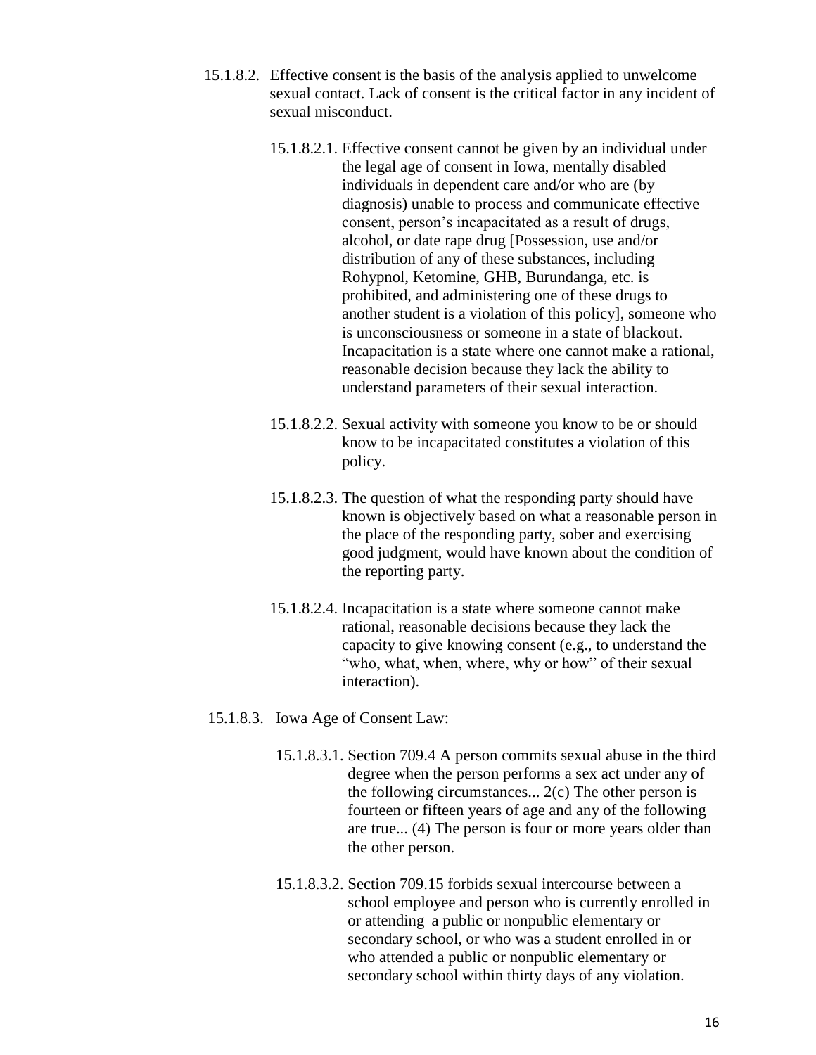15.1.8.2. Effective consent is the basis of the analysis applied to unwelcome sexual contact. Lack of consent is the critical factor in any incident of sexual misconduct.

15.1.8.2.1. Effective consent cannot be given by an individual under the legal age of consent in Iowa, mentally disabled individuals in dependent care and/or who are (by diagnosis) unable to process and communicate effective consent, person's incapacitated as a result of drugs, alcohol, or date rape drug [Possession, use and/or distribution of any of these substances, including Rohypnol, Ketomine, GHB, Burundanga, etc. is prohibited, and administering one of these drugs to another student is a violation of this policy], someone who is unconsciousness or someone in a state of blackout. Incapacitation is a state where one cannot make a rational, reasonable decision because they lack the ability to understand parameters of their sexual interaction.

15.1.8.2.2. Sexual activity with someone you know to be or should know to be incapacitated constitutes a violation of this policy.

15.1.8.2.3. The question of what the responding party should have known is objectively based on what a reasonable person in the place of the responding party, sober and exercising good judgment, would have known about the condition of the reporting party.

15.1.8.2.4. Incapacitation is a state where someone cannot make rational, reasonable decisions because they lack the capacity to give knowing consent (e.g., to understand the "who, what, when, where, why or how" of their sexual interaction).

15.1.8.3. Iowa Age of Consent Law:

15.1.8.3.1. Section 709.4 A person commits sexual abuse in the third degree when the person performs a sex act under any of the following circumstances... 2(c) The other person is fourteen or fifteen years of age and any of the following are true... (4) The person is four or more years older than the other person.

15.1.8.3.2. Section 709.15 forbids sexual intercourse between a school employee and person who is currently enrolled in or attending a public or nonpublic elementary or secondary school, or who was a student enrolled in or who attended a public or nonpublic elementary or secondary school within thirty days of any violation.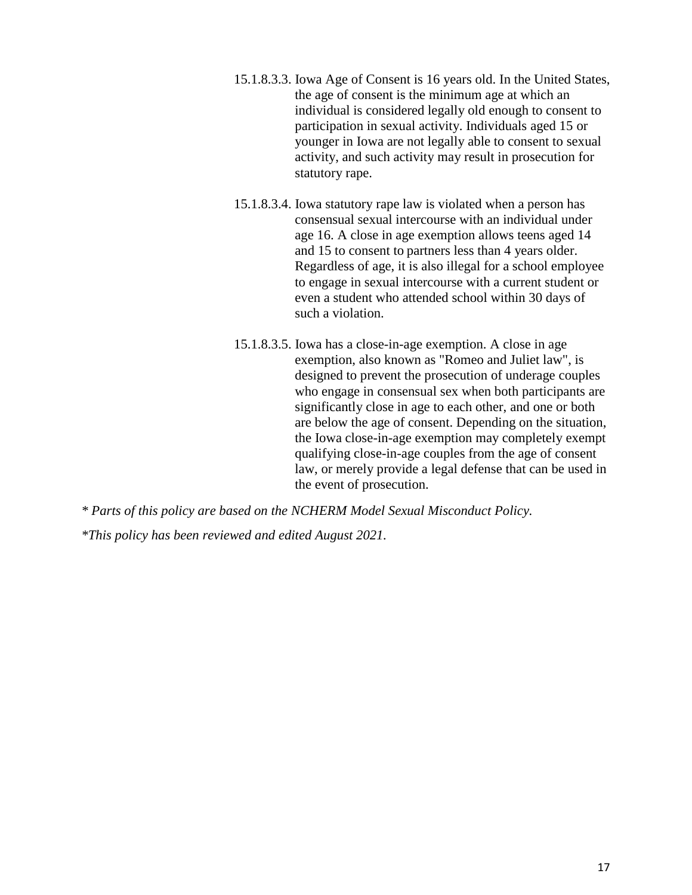15.1.8.3.3. Iowa Age of Consent is 16 years old. In the United States, the age of consent is the minimum age at which an individual is considered legally old enough to consent to participation in sexual activity. Individuals aged 15 or younger in Iowa are not legally able to consent to sexual activity, and such activity may result in prosecution for statutory rape.

15.1.8.3.4. Iowa statutory rape law is violated when a person has consensual sexual intercourse with an individual under age 16. A close in age exemption allows teens aged 14 and 15 to consent to partners less than 4 years older. Regardless of age, it is also illegal for a school employee to engage in sexual intercourse with a current student or even a student who attended school within 30 days of such a violation.

15.1.8.3.5. Iowa has a close-in-age exemption. A close in age exemption, also known as "Romeo and Juliet law", is designed to prevent the prosecution of underage couples who engage in consensual sex when both participants are significantly close in age to each other, and one or both are below the age of consent. Depending on the situation, the Iowa close-in-age exemption may completely exempt qualifying close-in-age couples from the age of consent law, or merely provide a legal defense that can be used in the event of prosecution.

* *Parts of this policy are based on the NCHERM Model Sexual Misconduct Policy.*

**This policy has been reviewed and edited August 2021.*